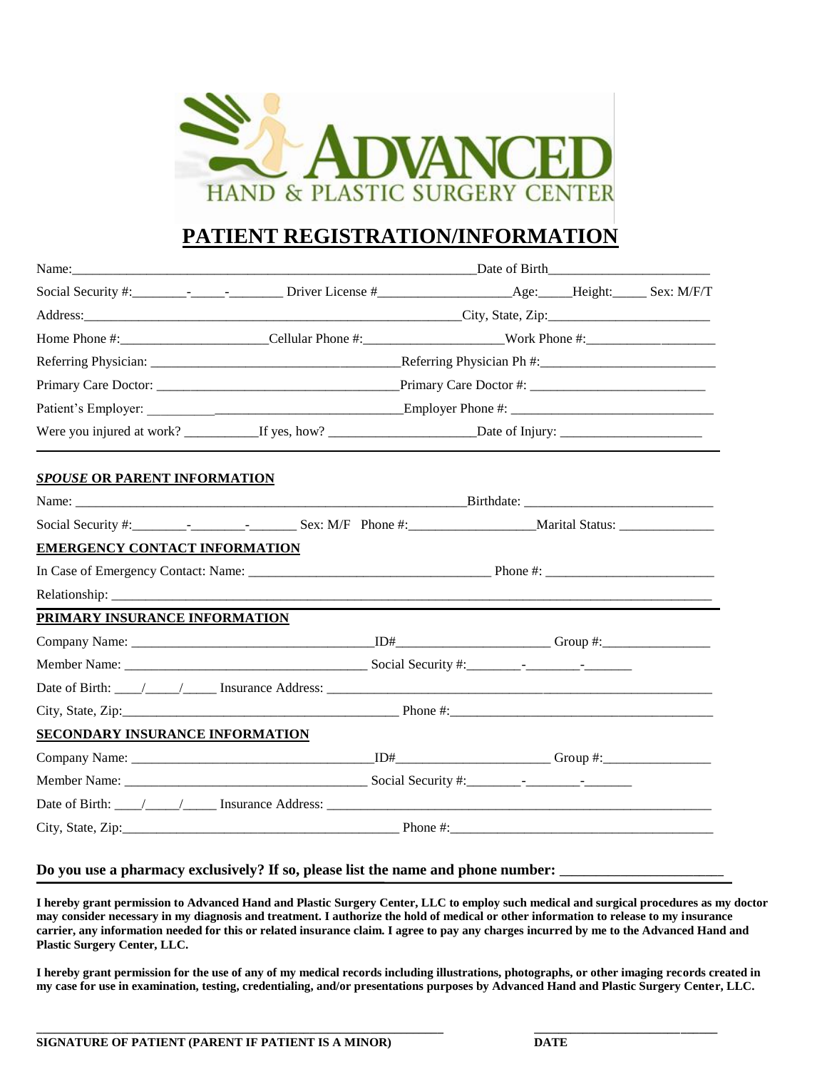ADVANCED
HAND & PLASTIC SURGERY CENTER

# PATIENT REGISTRATION/INFORMATION

Name:________________________________________________________________Date of Birth_______________________

Social Security #:________-_____-________ Driver License #____________________Age:_____Height:_____ Sex: M/F/T

Address:______________________________________________________City, State, Zip:________________________

Home Phone #:_____________________Cellular Phone #:____________________Work Phone #:____________________

Referring Physician: _____________________________________Referring Physician Ph #:__________________________

Primary Care Doctor: ____________________________________Primary Care Doctor #: __________________________

Patient's Employer: _____________________________________Employer Phone #: _____________________________

Were you injured at work? ___________If yes, how? _____________________Date of Injury: ____________________

---

### *SPOUSE* OR PARENT INFORMATION

Name: ____________________________________________________________Birthdate: ___________________________

Social Security #:________-________-_______ Sex: M/F Phone #:__________________Marital Status: ______________

### EMERGENCY CONTACT INFORMATION

In Case of Emergency Contact: Name: ___________________________________ Phone #: _________________________

Relationship: ______________________________________________________________________________________

### PRIMARY INSURANCE INFORMATION

Company Name: ___________________________________ID#______________________ Group #:________________

Member Name: ___________________________________ Social Security #:________-________-_______

Date of Birth: ____/_____/_____ Insurance Address: ____________________________________________________

City, State, Zip:_________________________________________ Phone #:________________________________________

### SECONDARY INSURANCE INFORMATION

Company Name: ___________________________________ID#______________________ Group #:________________

Member Name: ___________________________________ Social Security #:________-________-_______

Date of Birth: ____/_____/_____ Insurance Address: ____________________________________________________

City, State, Zip:_________________________________________ Phone #:________________________________________

**Do you use a pharmacy exclusively? If so, please list the name and phone number:** ______________________

**I hereby grant permission to Advanced Hand and Plastic Surgery Center, LLC to employ such medical and surgical procedures as my doctor may consider necessary in my diagnosis and treatment. I authorize the hold of medical or other information to release to my insurance carrier, any information needed for this or related insurance claim. I agree to pay any charges incurred by me to the Advanced Hand and Plastic Surgery Center, LLC.**

**I hereby grant permission for the use of any of my medical records including illustrations, photographs, or other imaging records created in my case for use in examination, testing, credentialing, and/or presentations purposes by Advanced Hand and Plastic Surgery Center, LLC.**

_____________________________________________________________ ______________________________

**SIGNATURE OF PATIENT (PARENT IF PATIENT IS A MINOR)** **DATE**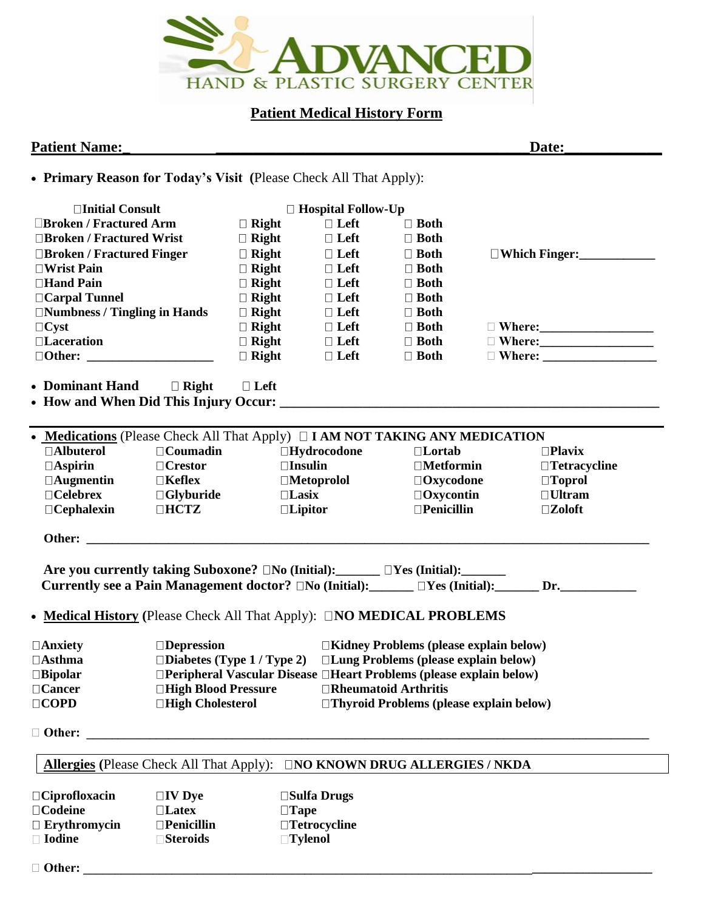# ADVANCED HAND & PLASTIC SURGERY CENTER

## Patient Medical History Form

**Patient Name:**\_\_\_\_\_\_\_\_\_\_\_\_\_\_\_\_\_\_\_\_\_\_\_\_\_\_\_\_\_\_\_\_\_\_\_\_\_\_\_\_\_\_\_\_\_\_ **Date:**\_\_\_\_\_\_\_\_\_\_\_\_\_

- **Primary Reason for Today's Visit (**Please Check All That Apply):

| ☐Initial Consult | ☐ Hospital Follow-Up | | | |
|---|---|---|---|---|
| ☐Broken / Fractured Arm | ☐ Right | ☐ Left | ☐ Both | |
| ☐Broken / Fractured Wrist | ☐ Right | ☐ Left | ☐ Both | |
| ☐Broken / Fractured Finger | ☐ Right | ☐ Left | ☐ Both | ☐Which Finger:\_\_\_\_\_\_\_\_\_\_\_\_ |
| ☐Wrist Pain | ☐ Right | ☐ Left | ☐ Both | |
| ☐Hand Pain | ☐ Right | ☐ Left | ☐ Both | |
| ☐Carpal Tunnel | ☐ Right | ☐ Left | ☐ Both | |
| ☐Numbness / Tingling in Hands | ☐ Right | ☐ Left | ☐ Both | |
| ☐Cyst | ☐ Right | ☐ Left | ☐ Both | ☐ Where:\_\_\_\_\_\_\_\_\_\_\_\_\_\_\_\_\_\_ |
| ☐Laceration | ☐ Right | ☐ Left | ☐ Both | ☐ Where:\_\_\_\_\_\_\_\_\_\_\_\_\_\_\_\_\_\_ |
| ☐Other: \_\_\_\_\_\_\_\_\_\_\_\_\_\_\_\_\_\_\_\_ | ☐ Right | ☐ Left | ☐ Both | ☐ Where: \_\_\_\_\_\_\_\_\_\_\_\_\_\_\_\_\_\_ |

- **Dominant Hand** ☐ **Right** ☐ **Left**
- **How and When Did This Injury Occur:** \_\_\_\_\_\_\_\_\_\_\_\_\_\_\_\_\_\_\_\_\_\_\_\_\_\_\_\_\_\_\_\_\_\_\_\_\_\_\_\_\_\_\_\_\_\_\_\_\_\_\_\_\_\_\_\_\_\_\_\_

---

- **Medications** (Please Check All That Apply) ☐ **I AM NOT TAKING ANY MEDICATION**

| | | | | |
|---|---|---|---|---|
| ☐Albuterol | ☐Coumadin | ☐Hydrocodone | ☐Lortab | ☐Plavix |
| ☐Aspirin | ☐Crestor | ☐Insulin | ☐Metformin | ☐Tetracycline |
| ☐Augmentin | ☐Keflex | ☐Metoprolol | ☐Oxycodone | ☐Toprol |
| ☐Celebrex | ☐Glyburide | ☐Lasix | ☐Oxycontin | ☐Ultram |
| ☐Cephalexin | ☐HCTZ | ☐Lipitor | ☐Penicillin | ☐Zoloft |

**Other:** \_\_\_\_\_\_\_\_\_\_\_\_\_\_\_\_\_\_\_\_\_\_\_\_\_\_\_\_\_\_\_\_\_\_\_\_\_\_\_\_\_\_\_\_\_\_\_\_\_\_\_\_\_\_\_\_\_\_\_\_\_\_\_\_\_\_\_\_\_\_\_\_\_\_\_\_\_\_\_\_\_\_\_\_

**Are you currently taking Suboxone?** ☐**No (Initial):**\_\_\_\_\_\_\_ ☐**Yes (Initial):**\_\_\_\_\_\_\_

**Currently see a Pain Management doctor?** ☐**No (Initial):**\_\_\_\_\_\_\_ ☐**Yes (Initial):**\_\_\_\_\_\_\_ **Dr.**\_\_\_\_\_\_\_\_\_\_\_\_

- **Medical History (**Please Check All That Apply): ☐**NO MEDICAL PROBLEMS**

| | | |
|---|---|---|
| ☐Anxiety | ☐Depression | ☐Kidney Problems (please explain below) |
| ☐Asthma | ☐Diabetes (Type 1 / Type 2) | ☐Lung Problems (please explain below) |
| ☐Bipolar | ☐Peripheral Vascular Disease | ☐Heart Problems (please explain below) |
| ☐Cancer | ☐High Blood Pressure | ☐Rheumatoid Arthritis |
| ☐COPD | ☐High Cholesterol | ☐Thyroid Problems (please explain below) |

☐ **Other:** \_\_\_\_\_\_\_\_\_\_\_\_\_\_\_\_\_\_\_\_\_\_\_\_\_\_\_\_\_\_\_\_\_\_\_\_\_\_\_\_\_\_\_\_\_\_\_\_\_\_\_\_\_\_\_\_\_\_\_\_\_\_\_\_\_\_\_\_\_\_\_\_\_\_\_\_\_\_\_\_\_\_\_\_

**Allergies (**Please Check All That Apply): ☐**NO KNOWN DRUG ALLERGIES / NKDA**

| | | |
|---|---|---|
| ☐Ciprofloxacin | ☐IV Dye | ☐Sulfa Drugs |
| ☐Codeine | ☐Latex | ☐Tape |
| ☐ Erythromycin | ☐Penicillin | ☐Tetrocycline |
| ☐ Iodine | ☐Steroids | ☐Tylenol |

☐ **Other:** \_\_\_\_\_\_\_\_\_\_\_\_\_\_\_\_\_\_\_\_\_\_\_\_\_\_\_\_\_\_\_\_\_\_\_\_\_\_\_\_\_\_\_\_\_\_\_\_\_\_\_\_\_\_\_\_\_\_\_\_\_\_\_\_\_\_\_\_\_\_\_\_\_\_\_\_\_\_\_\_\_\_\_\_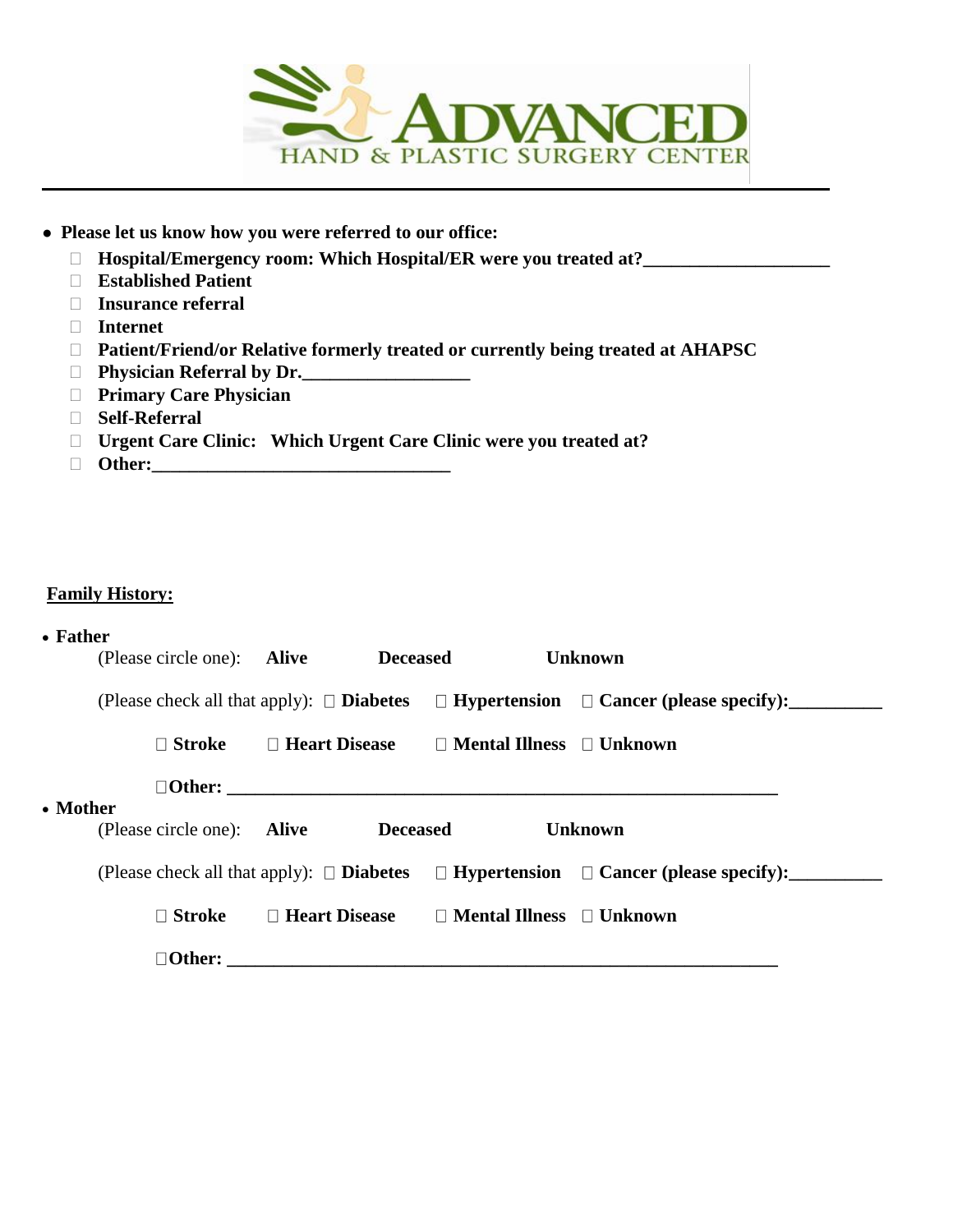**ADVANCED HAND & PLASTIC SURGERY CENTER**

---

- **Please let us know how you were referred to our office:**
  - ☐ **Hospital/Emergency room: Which Hospital/ER were you treated at?____________________**
  - ☐ **Established Patient**
  - ☐ **Insurance referral**
  - ☐ **Internet**
  - ☐ **Patient/Friend/or Relative formerly treated or currently being treated at AHAPSC**
  - ☐ **Physician Referral by Dr.__________________**
  - ☐ **Primary Care Physician**
  - ☐ **Self-Referral**
  - ☐ **Urgent Care Clinic: Which Urgent Care Clinic were you treated at?**
  - ☐ **Other:_________________________________**

**<u>Family History:</u>**

- **Father**

  (Please circle one): **Alive** **Deceased** **Unknown**

  (Please check all that apply): ☐ **Diabetes** ☐ **Hypertension** ☐ **Cancer (please specify):__________**

  ☐ **Stroke** ☐ **Heart Disease** ☐ **Mental Illness** ☐ **Unknown**

  ☐**Other: _____________________________________________________________**

- **Mother**

  (Please circle one): **Alive** **Deceased** **Unknown**

  (Please check all that apply): ☐ **Diabetes** ☐ **Hypertension** ☐ **Cancer (please specify):__________**

  ☐ **Stroke** ☐ **Heart Disease** ☐ **Mental Illness** ☐ **Unknown**

  ☐**Other: _____________________________________________________________**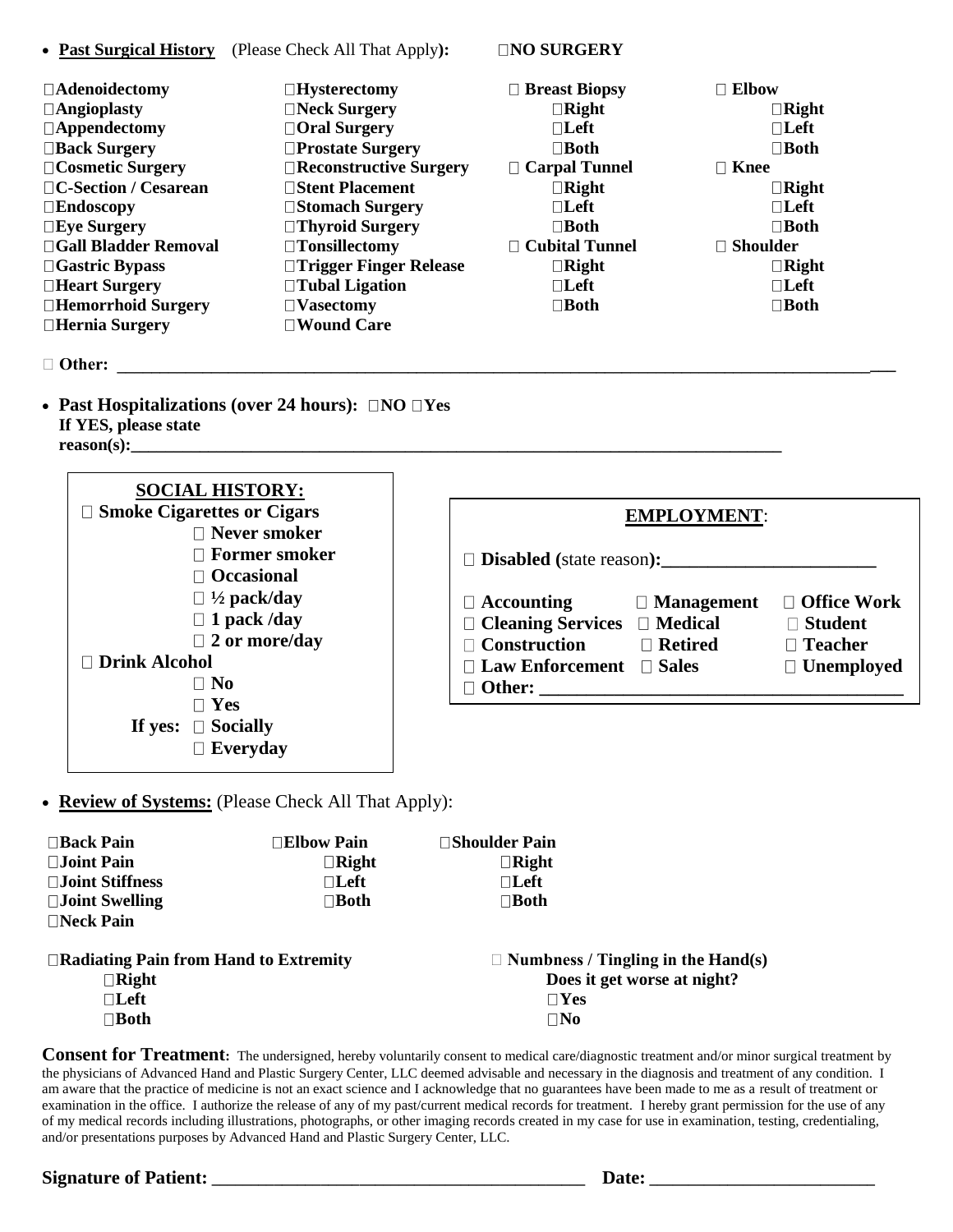- **Past Surgical History** (Please Check All That Apply**):** ☐**NO SURGERY**

| | | | |
|---|---|---|---|
| ☐**Adenoidectomy** | ☐**Hysterectomy** | ☐ **Breast Biopsy** | ☐ **Elbow** |
| ☐**Angioplasty** | ☐**Neck Surgery** | ☐**Right** | ☐**Right** |
| ☐**Appendectomy** | ☐**Oral Surgery** | ☐**Left** | ☐**Left** |
| ☐**Back Surgery** | ☐**Prostate Surgery** | ☐**Both** | ☐**Both** |
| ☐**Cosmetic Surgery** | ☐**Reconstructive Surgery** | ☐ **Carpal Tunnel** | ☐ **Knee** |
| ☐**C-Section / Cesarean** | ☐**Stent Placement** | ☐**Right** | ☐**Right** |
| ☐**Endoscopy** | ☐**Stomach Surgery** | ☐**Left** | ☐**Left** |
| ☐**Eye Surgery** | ☐**Thyroid Surgery** | ☐**Both** | ☐**Both** |
| ☐**Gall Bladder Removal** | ☐**Tonsillectomy** | ☐ **Cubital Tunnel** | ☐ **Shoulder** |
| ☐**Gastric Bypass** | ☐**Trigger Finger Release** | ☐**Right** | ☐**Right** |
| ☐**Heart Surgery** | ☐**Tubal Ligation** | ☐**Left** | ☐**Left** |
| ☐**Hemorrhoid Surgery** | ☐**Vasectomy** | ☐**Both** | ☐**Both** |
| ☐**Hernia Surgery** | ☐**Wound Care** | | |

☐ **Other:** ________________________________________________________________________________

- **Past Hospitalizations (over 24 hours):** ☐**NO** ☐**Yes**
  **If YES, please state reason(s):**________________________________________________________________________

**SOCIAL HISTORY:**

☐ **Smoke Cigarettes or Cigars**
- ☐ **Never smoker**
- ☐ **Former smoker**
- ☐ **Occasional**
- ☐ **½ pack/day**
- ☐ **1 pack /day**
- ☐ **2 or more/day**

☐ **Drink Alcohol**
- ☐ **No**
- ☐ **Yes**

**If yes:** ☐ **Socially**
☐ **Everyday**

**EMPLOYMENT**:

☐ **Disabled (**state reason**):**_______________________

| | | |
|---|---|---|
| ☐ **Accounting** | ☐ **Management** | ☐ **Office Work** |
| ☐ **Cleaning Services** | ☐ **Medical** | ☐ **Student** |
| ☐ **Construction** | ☐ **Retired** | ☐ **Teacher** |
| ☐ **Law Enforcement** | ☐ **Sales** | ☐ **Unemployed** |

☐ **Other:** ________________________________________

- **Review of Systems:** (Please Check All That Apply):

| | | |
|---|---|---|
| ☐**Back Pain** | ☐**Elbow Pain** | ☐**Shoulder Pain** |
| ☐**Joint Pain** | ☐**Right** | ☐**Right** |
| ☐**Joint Stiffness** | ☐**Left** | ☐**Left** |
| ☐**Joint Swelling** | ☐**Both** | ☐**Both** |
| ☐**Neck Pain** | | |

☐**Radiating Pain from Hand to Extremity**
- ☐**Right**
- ☐**Left**
- ☐**Both**

☐ **Numbness / Tingling in the Hand(s)**
**Does it get worse at night?**
- ☐**Yes**
- ☐**No**

**Consent for Treatment:** The undersigned, hereby voluntarily consent to medical care/diagnostic treatment and/or minor surgical treatment by the physicians of Advanced Hand and Plastic Surgery Center, LLC deemed advisable and necessary in the diagnosis and treatment of any condition. I am aware that the practice of medicine is not an exact science and I acknowledge that no guarantees have been made to me as a result of treatment or examination in the office. I authorize the release of any of my past/current medical records for treatment. I hereby grant permission for the use of any of my medical records including illustrations, photographs, or other imaging records created in my case for use in examination, testing, credentialing, and/or presentations purposes by Advanced Hand and Plastic Surgery Center, LLC.

**Signature of Patient:** __________________________________________ **Date:** _________________________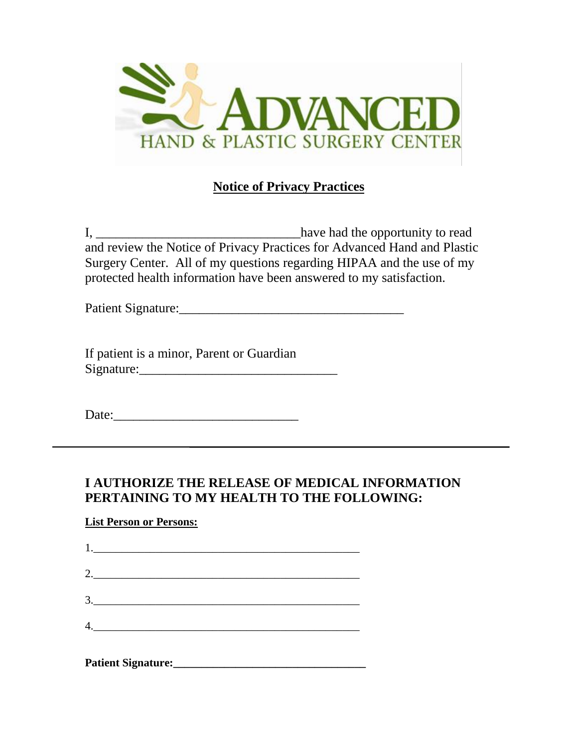**ADVANCED**
HAND & PLASTIC SURGERY CENTER

## Notice of Privacy Practices

I, ________________________________have had the opportunity to read and review the Notice of Privacy Practices for Advanced Hand and Plastic Surgery Center. All of my questions regarding HIPAA and the use of my protected health information have been answered to my satisfaction.

Patient Signature:___________________________________

If patient is a minor, Parent or Guardian Signature:_______________________________

Date:_____________________________

---

### I AUTHORIZE THE RELEASE OF MEDICAL INFORMATION PERTAINING TO MY HEALTH TO THE FOLLOWING:

**List Person or Persons:**

1.______________________________________________

2.______________________________________________

3.______________________________________________

4.______________________________________________

**Patient Signature:_________________________________**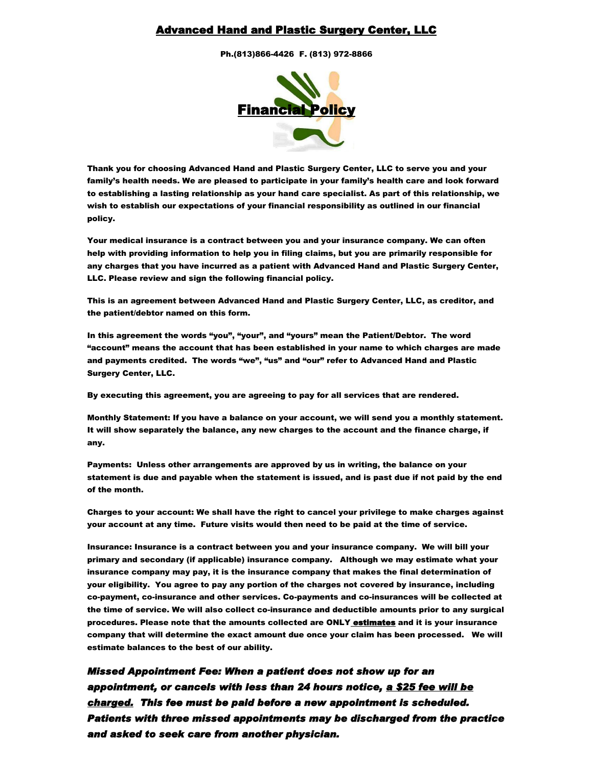# Advanced Hand and Plastic Surgery Center, LLC

**Ph.(813)866-4426 F. (813) 972-8866**

## Financial Policy

**Thank you for choosing Advanced Hand and Plastic Surgery Center, LLC to serve you and your family's health needs. We are pleased to participate in your family's health care and look forward to establishing a lasting relationship as your hand care specialist. As part of this relationship, we wish to establish our expectations of your financial responsibility as outlined in our financial policy.**

**Your medical insurance is a contract between you and your insurance company. We can often help with providing information to help you in filing claims, but you are primarily responsible for any charges that you have incurred as a patient with Advanced Hand and Plastic Surgery Center, LLC. Please review and sign the following financial policy.**

**This is an agreement between Advanced Hand and Plastic Surgery Center, LLC, as creditor, and the patient/debtor named on this form.**

**In this agreement the words "you", "your", and "yours" mean the Patient/Debtor. The word "account" means the account that has been established in your name to which charges are made and payments credited. The words "we", "us" and "our" refer to Advanced Hand and Plastic Surgery Center, LLC.**

**By executing this agreement, you are agreeing to pay for all services that are rendered.**

**Monthly Statement: If you have a balance on your account, we will send you a monthly statement. It will show separately the balance, any new charges to the account and the finance charge, if any.**

**Payments: Unless other arrangements are approved by us in writing, the balance on your statement is due and payable when the statement is issued, and is past due if not paid by the end of the month.**

**Charges to your account: We shall have the right to cancel your privilege to make charges against your account at any time. Future visits would then need to be paid at the time of service.**

**Insurance: Insurance is a contract between you and your insurance company. We will bill your primary and secondary (if applicable) insurance company. Although we may estimate what your insurance company may pay, it is the insurance company that makes the final determination of your eligibility. You agree to pay any portion of the charges not covered by insurance, including co-payment, co-insurance and other services. Co-payments and co-insurances will be collected at the time of service. We will also collect co-insurance and deductible amounts prior to any surgical procedures. Please note that the amounts collected are ONLY <u>estimates</u> and it is your insurance company that will determine the exact amount due once your claim has been processed. We will estimate balances to the best of our ability.**

***Missed Appointment Fee: When a patient does not show up for an appointment, or cancels with less than 24 hours notice, <u>a $25 fee will be charged.</u> This fee must be paid before a new appointment is scheduled. Patients with three missed appointments may be discharged from the practice and asked to seek care from another physician.***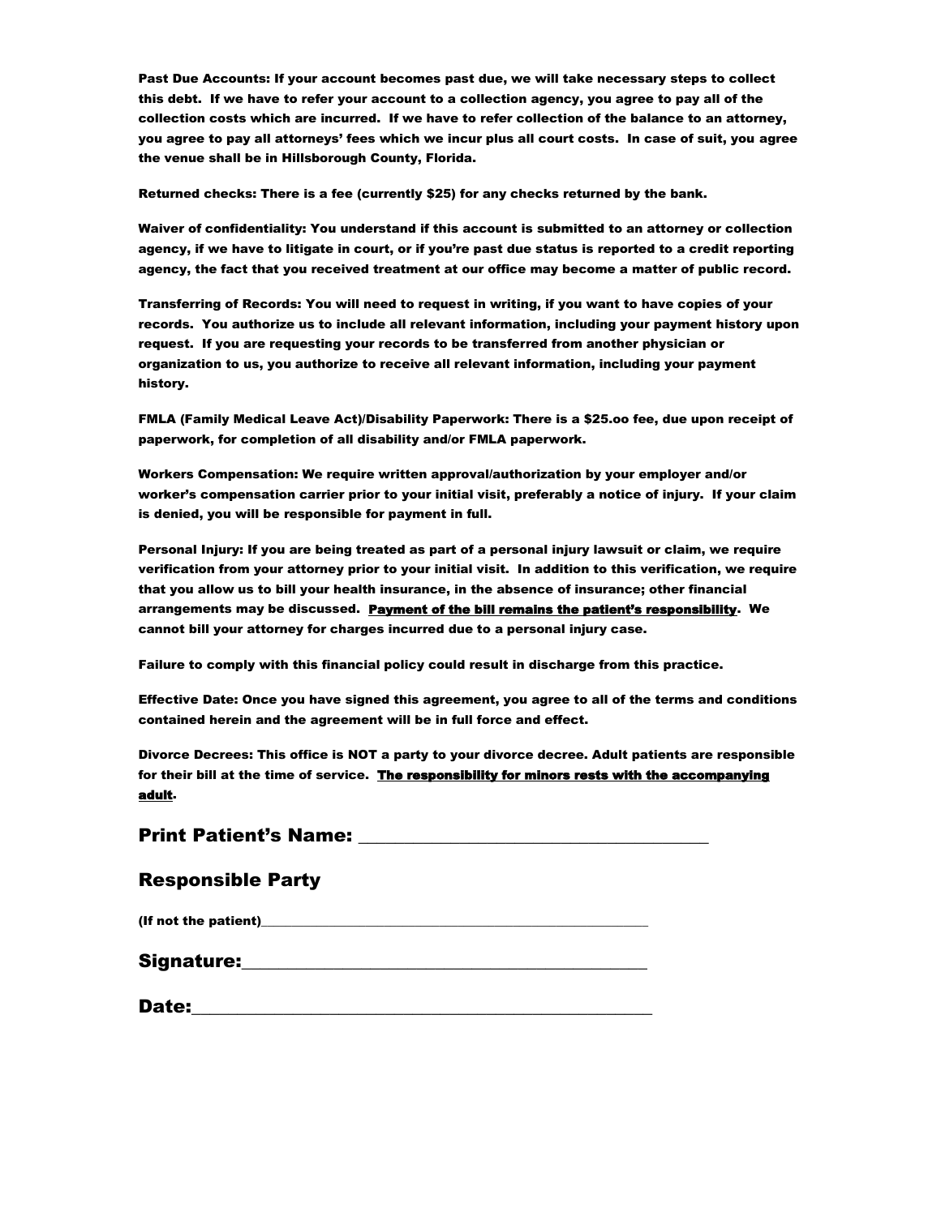**Past Due Accounts: If your account becomes past due, we will take necessary steps to collect this debt. If we have to refer your account to a collection agency, you agree to pay all of the collection costs which are incurred. If we have to refer collection of the balance to an attorney, you agree to pay all attorneys' fees which we incur plus all court costs. In case of suit, you agree the venue shall be in Hillsborough County, Florida.**

**Returned checks: There is a fee (currently $25) for any checks returned by the bank.**

**Waiver of confidentiality: You understand if this account is submitted to an attorney or collection agency, if we have to litigate in court, or if you're past due status is reported to a credit reporting agency, the fact that you received treatment at our office may become a matter of public record.**

**Transferring of Records: You will need to request in writing, if you want to have copies of your records. You authorize us to include all relevant information, including your payment history upon request. If you are requesting your records to be transferred from another physician or organization to us, you authorize to receive all relevant information, including your payment history.**

**FMLA (Family Medical Leave Act)/Disability Paperwork: There is a $25.oo fee, due upon receipt of paperwork, for completion of all disability and/or FMLA paperwork.**

**Workers Compensation: We require written approval/authorization by your employer and/or worker's compensation carrier prior to your initial visit, preferably a notice of injury. If your claim is denied, you will be responsible for payment in full.**

**Personal Injury: If you are being treated as part of a personal injury lawsuit or claim, we require verification from your attorney prior to your initial visit. In addition to this verification, we require that you allow us to bill your health insurance, in the absence of insurance; other financial arrangements may be discussed. <u>Payment of the bill remains the patient's responsibility</u>. We cannot bill your attorney for charges incurred due to a personal injury case.**

**Failure to comply with this financial policy could result in discharge from this practice.**

**Effective Date: Once you have signed this agreement, you agree to all of the terms and conditions contained herein and the agreement will be in full force and effect.**

**Divorce Decrees: This office is NOT a party to your divorce decree. Adult patients are responsible for their bill at the time of service. <u>The responsibility for minors rests with the accompanying adult</u>.**

## Print Patient's Name: ______________________________________

## Responsible Party

**(If not the patient)**______________________________________________________

## Signature:__________________________________________

## Date:_________________________________________________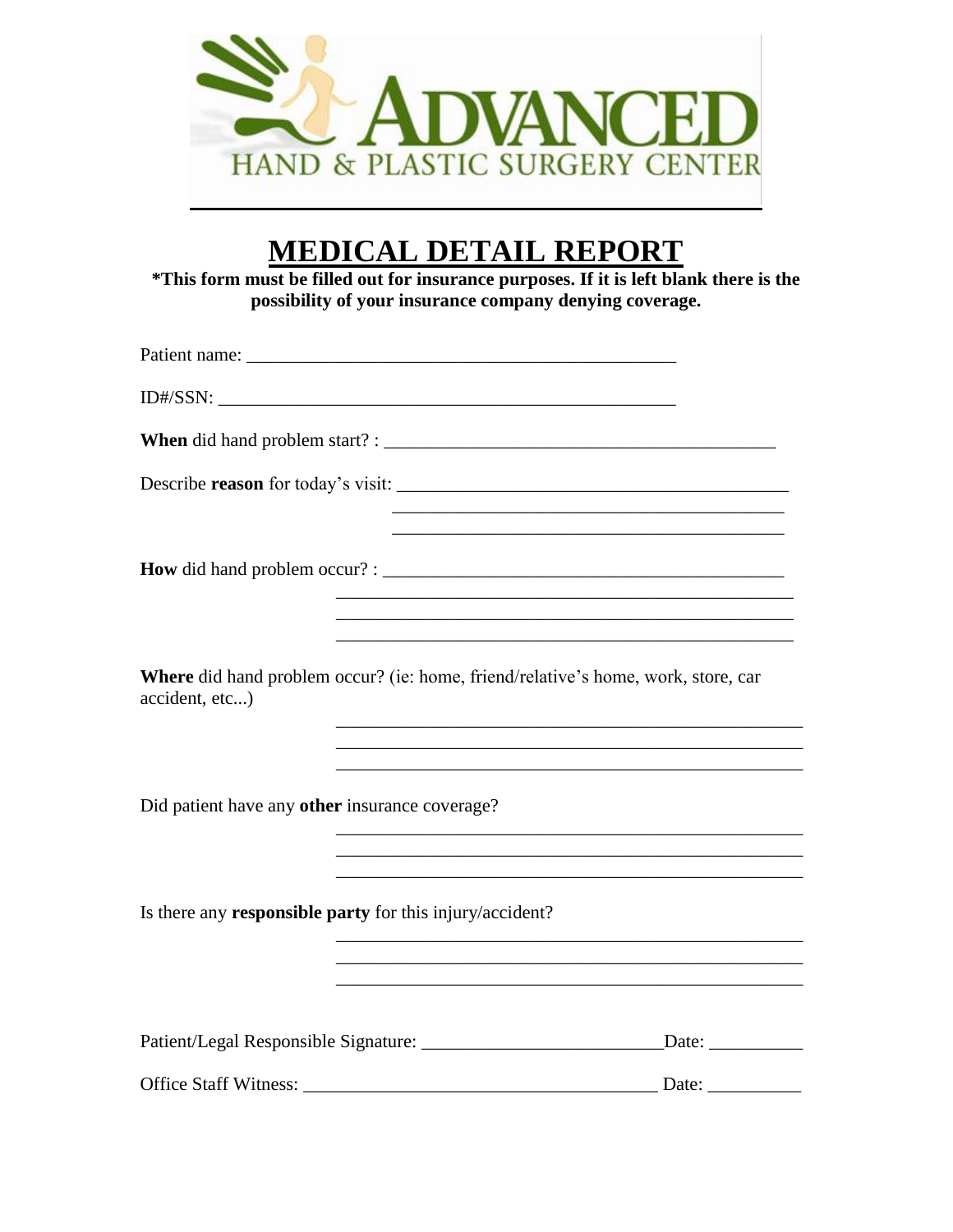ADVANCED
HAND & PLASTIC SURGERY CENTER

# MEDICAL DETAIL REPORT

**\*This form must be filled out for insurance purposes. If it is left blank there is the possibility of your insurance company denying coverage.**

Patient name: _______________________________________________

ID#/SSN: __________________________________________________

**When** did hand problem start? : ___________________________________________

Describe **reason** for today's visit: ___________________________________________
___________________________________________
___________________________________________

**How** did hand problem occur? : ___________________________________________
_______________________________________________
_______________________________________________
_______________________________________________

**Where** did hand problem occur? (ie: home, friend/relative's home, work, store, car accident, etc...)
_______________________________________________
_______________________________________________
_______________________________________________

Did patient have any **other** insurance coverage?
_______________________________________________
_______________________________________________
_______________________________________________

Is there any **responsible party** for this injury/accident?
_______________________________________________
_______________________________________________
_______________________________________________

Patient/Legal Responsible Signature: _________________________Date: __________

Office Staff Witness: _____________________________________ Date: __________